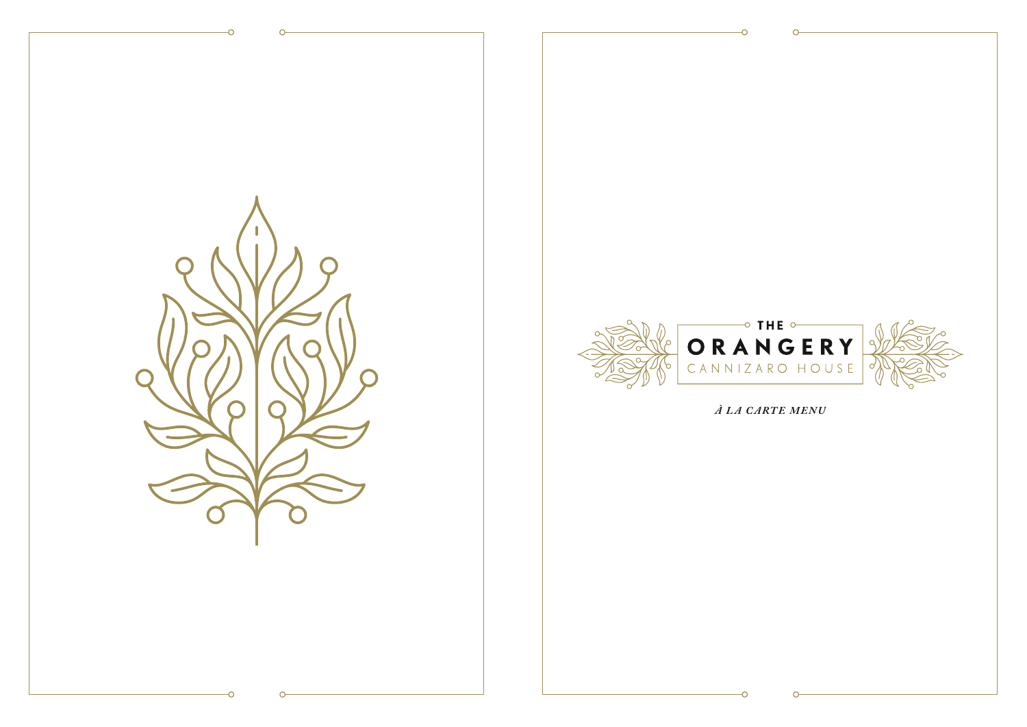THE

# ORANGERY

CANNIZARO HOUSE

*À LA CARTE MENU*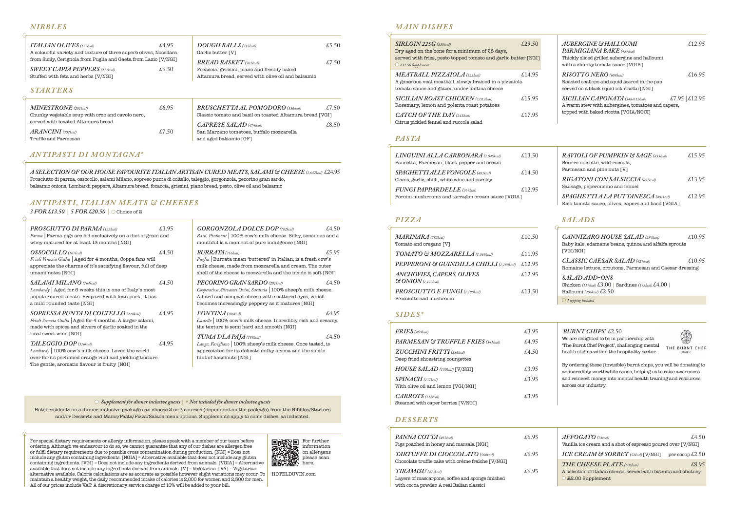## NIBBLES

*ITALIAN OLIVES* (177kcal) £4.95
A colourful variety and texture of three superb olives, Nocellara from Sicily, Cerignola from Puglia and Gaeta from Lazio [V/NGI]

*SWEET CAPIA PEPPERS* (271kcal) £6.50
Stuffed with feta and herbs [V/NGI]

*DOUGH BALLS* (215kcal) £5.50
Garlic butter [V]

*BREAD BASKET* (502kcal) £7.50
Focaccia, grissini, piano and freshly baked Altamura bread, served with olive oil and balsamic

## STARTERS

*MINESTRONE* (201kcal) £6.95
Chunky vegetable soup with orzo and cavolo nero, served with toasted Altamura bread

*ARANCINI* (302kcal) £7.50
Truffle and Parmesan

*BRUSCHETTA AL POMODORO* (536kcal) £7.50
Classic tomato and basil on toasted Altamura bread [VGI]

*CAPRESE SALAD* (474kcal) £8.50
San Marzano tomatoes, buffalo mozzarella and aged balsamic [GF]

## ANTIPASTI DI MONTAGNA*

*A SELECTION OF OUR HOUSE FAVOURITE ITALIAN ARTISAN CURED MEATS, SALAMI & CHEESE* (1,642kcal) £24.95
Prosciutto di parma, ossocollo, salami Milano, sopreso punta di coltello, taleggio, gorgonzola, pecorino gran sardo, balsamic onions, Lombardi peppers, Altamura bread, focaccia, grissini, piano bread, pesto, olive oil and balsamic

## ANTIPASTI, ITALIAN MEATS & CHEESES

*3 FOR £13.50 | 5 FOR £20.50 |* ○ Choice of 2

*PROSCIUTTO DI PARMA* (133kcal) £3.95
*Parma* | Parma pigs are fed exclusively on a diet of grain and whey matured for at least 13 months [NGI]

*OSSOCOLLO* (167kcal) £4.50
*Friuli Venezia Giulia* | Aged for 4 months, Coppa fans will appreciate the charms of it's satisfying flavour, full of deep umami notes [NGI]

*SALAMI MILANO* (164kcal) £4.50
*Lombardy* | Aged for 6 weeks this is one of Italy's most popular cured meats. Prepared with lean pork, it has a mild rounded taste [NGI]

*SOPRESSA PUNTA DI COLTELLO* (228kcal) £4.95
*Friuli Venezia Giulia* | Aged for 4 months. A larger salami, made with spices and slivers of garlic soaked in the local sweet wine [NGI]

*TALEGGIO DOP* (316kcal) £4.95
*Lombardy* | 100% cow's milk cheese. Loved the world over for its perfumed orange rind and yielding texture. The gentle, aromatic flavour is fruity [NGI]

*GORGONZOLA DOLCE DOP* (182kcal) £4.50
*Bassi, Piedmont* | 100% cow's milk cheese. Silky, sensuous and a mouthful is a moment of pure indulgence [NGI]

*BURRATA* (316kcal) £5.95
*Puglia* | Burrata mean 'buttered' in Italian, is a fresh cow's milk cheese, made from mozzarella and cream. The outer shell of the cheese is mozzarella and the inside is soft [NGI]

*PECORINO GRAN SARDO* (291kcal) £4.50
*Cooperativa Allevatori Ovini, Sardinia* | 100% sheep's milk cheese. A hard and compact cheese with scattered eyes, which becomes increasingly peppery as it matures [NGI]

*FONTINA* (280kcal) £4.95
*Castello* | 100% cow's milk cheese. Incredibly rich and creamy, the texture is semi hard and smooth [NGI]

*TUMA DLA PAJA* (189kcal) £4.50
*Langa, Farigliano* | 100% sheep's milk cheese. Once tasted, is appreciated for its delicate milky aroma and the subtle hint of hazelnuts [NGI]

○ *Supplement for dinner inclusive guests* | * *Not included for dinner inclusive guests*

Hotel residents on a dinner inclusive package can choose 2 or 3 courses (dependent on the package) from the Nibbles/Starters and/or Desserts and Mains/Pasta/Pizza/Salads menu options. Supplements apply to some dishes, as indicated.

For special dietary requirements or allergy information, please speak with a member of our team before ordering. Although we endeavour to do so, we cannot guarantee that any of our dishes are allergen free or fulfil dietary requirements due to possible cross contamination during production. [NGI] = Does not include any gluten containing ingredients. [NGIA] = Alternative available that does not include any gluten containing ingredients. [VGI] = Does not include any ingredients derived from animals. [VGIA] = Alternative available that does not include any ingredients derived from animals. [V] = Vegetarian. [VA] = Vegetarian alternative available. Calorie calculations are as accurate as possible however slight variations may occur. To maintain a healthy weight, the daily recommended intake of calories is 2,000 for women and 2,500 for men. All of our prices include VAT. A discretionary service charge of 10% will be added to your bill.

For further information on allergens please scan here.

HOTELDUVIN.com

## MAIN DISHES

*SIRLOIN 225G* (838kcal) £29.50
Dry aged on the bone for a minimum of 28 days, served with fries, pesto topped tomato and garlic butter [NGI]
○ *£12.50 Supplement*

*MEATBALL PIZZAIOLA* (523kcal) £14.95
A generous veal meatball, slowly braised in a pizzaiola tomato sauce and glazed under fontina cheese

*SICILIAN ROAST CHICKEN* (1,012kcal) £15.95
Rosemary, lemon and polenta roast potatoes

*CATCH OF THE DAY* (343kcal) £17.95
Citrus pickled fennel and ruccola salad

*AUBERGINE & HALLOUMI PARMIGIANA BAKE* (489kcal) £12.95
Thickly sliced grilled aubergine and halloumi with a chunky tomato sauce [VGIA]

*RISOTTO NERO* (608kcal) £16.95
Roasted scallops and squid seared in the pan served on a black squid ink risotto [NGI]

*SICILIAN CAPONATA* (348/612kcal) £7.95 | £12.95
A warm stew with aubergines, tomatoes and capers, topped with baked ricotta [VGIA/NGCI]

## PASTA

*LINGUINI ALLA CARBONARA* (1,045kcal) £13.50
Pancetta, Parmesan, black pepper and cream

*SPAGHETTI ALLE VONGOLE* (481kcal) £14.50
Clams, garlic, chilli, white wine and parsley

*FUNGI PAPPARDELLE* (367kcal) £12.95
Porcini mushrooms and tarragon cream sauce [VGIA]

*RAVIOLI OF PUMPKIN & SAGE* (835kcal) £15.95
Beurre noisette, wild ruccola, Parmesan and pine nuts [V]

*RIGATONI CON SALSICCIA* (657kcal) £13.95
Sausage, peperoncino and fennel

*SPAGHETTI A LA PUTTANESCA* (401kcal) £12.95
Rich tomato sauce, olives, capers and basil [VGIA]

## PIZZA

*MARINARA* (782kcal) £10.50
Tomato and oregano [V]

*TOMATO & MOZZARELLA* (1,069kcal) £11.95

*PEPPERONI & GUINDILLA CHILLI* (1,180kcal) £12.95

*ANCHOVIES, CAPERS, OLIVES & ONION* (1,123kcal) £12.95

*PROSCIUTTO E FUNGI* (1,190kcal) £13.50
Prosciutto and mushroom

## SALADS

*CANNIZARO HOUSE SALAD* (284kcal) £10.95
Baby kale, edamame beans, quinoa and alfalfa sprouts [VGI/NGI]

*CLASSIC CAESAR SALAD* (427kcal) £10.95
Romaine lettuce, croutons, Parmesan and Caesar dressing

*SALAD ADD-ONS*
Chicken (117kcal) £3.00 | Sardines (193kcal) £4.00 | Halloumi (206kcal) £2.50
○ *1 topping included*

## SIDES*

*FRIES* (450kcal) £3.95

*PARMESAN & TRUFFLE FRIES* (541kcal) £4.95

*ZUCCHINI FRITTI* (386kcal) £4.50
Deep fried shoestring courgettes

*HOUSE SALAD* (150kcal) [V/NGI] £3.95

*SPINACH* (137kcal) £3.95
With olive oil and lemon [VGI/NGI]

*CARROTS* (112kcal) £3.95
Steamed with caper berries [V/NGI]

*'BURNT CHIPS'* £2.50
We are delighted to be in partnership with 'The Burnt Chef Project', challenging mental health stigma within the hospitality sector.

THE BURNT CHEF PROJECT

By ordering these (invisible) burnt chips, you will be donating to an incredibly worthwhile cause, helping us to raise awareness and reinvest money into mental health training and resources across our industry.

## DESSERTS

*PANNA COTTA* (491kcal) £6.95
Figs poached in honey and marsala [NGI]

*TARTUFFE DI CIOCCOLATO* (508kcal) £6.95
Chocolate truffle cake with crème fraîche [V/NGI]

*TIRAMISU* (473kcal) £6.95
Layers of mascarpone, coffee and sponge finished with cocoa powder. A real Italian classic!

*AFFOGATO* (74kcal) £4.50
Vanilla ice cream and a shot of espresso poured over [V/NGI]

*ICE CREAM & SORBET* (52kcal) [V/NGI] per scoop £2.50

*THE CHEESE PLATE* (606kcal) £8.95
A selection of Italian cheese, served with biscuits and chutney
○ £2.00 Supplement